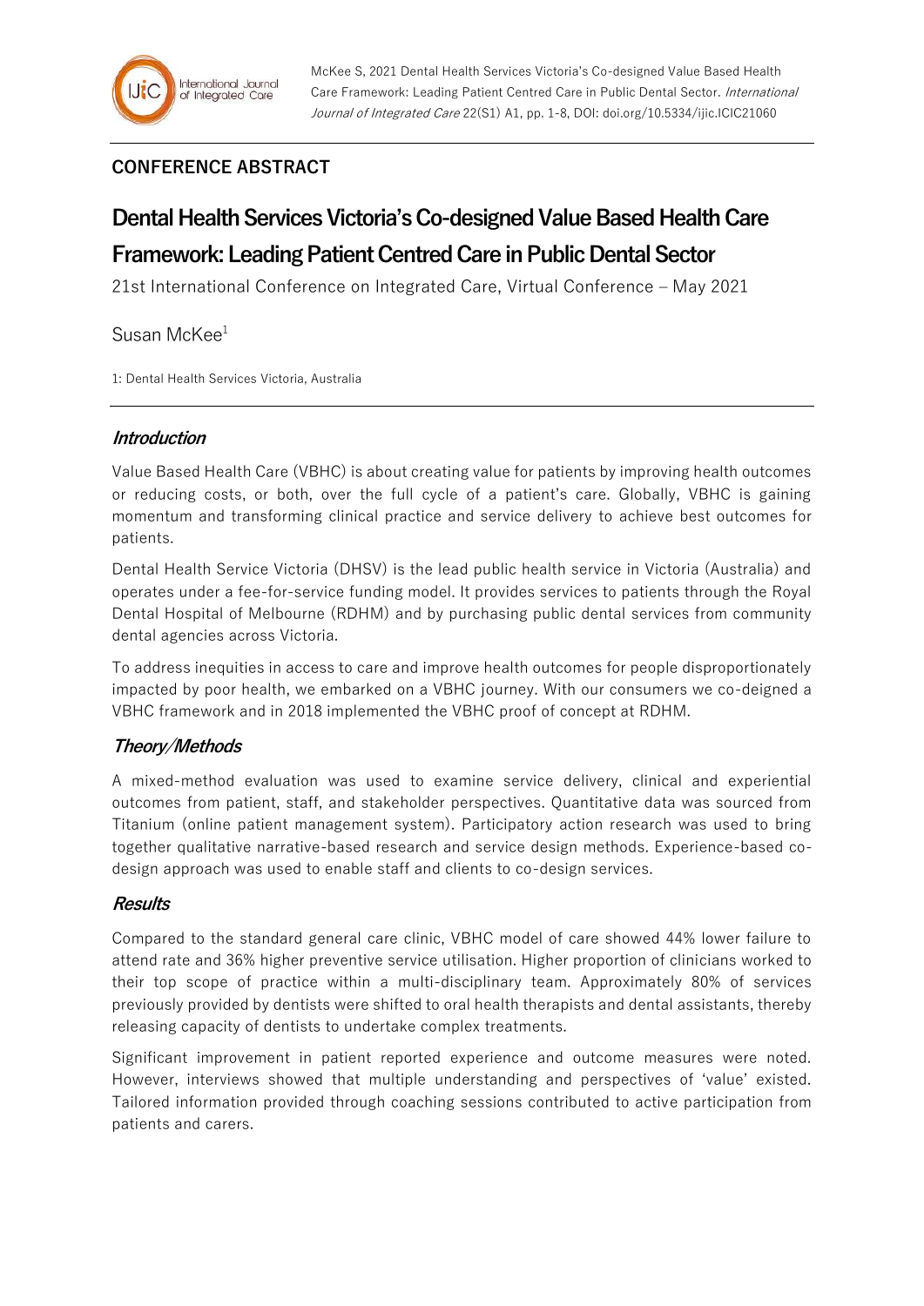McKee S, 2021 Dental Health Services Victoria's Co-designed Value Based Health Care Framework: Leading Patient Centred Care in Public Dental Sector. *International Journal of Integrated Care* 22(S1) A1, pp. 1-8, DOI: doi.org/10.5334/ijic.ICIC21060

## CONFERENCE ABSTRACT

# Dental Health Services Victoria's Co-designed Value Based Health Care Framework: Leading Patient Centred Care in Public Dental Sector

21st International Conference on Integrated Care, Virtual Conference – May 2021

Susan McKee[1]

1: Dental Health Services Victoria, Australia

### *Introduction*

Value Based Health Care (VBHC) is about creating value for patients by improving health outcomes or reducing costs, or both, over the full cycle of a patient's care. Globally, VBHC is gaining momentum and transforming clinical practice and service delivery to achieve best outcomes for patients.

Dental Health Service Victoria (DHSV) is the lead public health service in Victoria (Australia) and operates under a fee-for-service funding model. It provides services to patients through the Royal Dental Hospital of Melbourne (RDHM) and by purchasing public dental services from community dental agencies across Victoria.

To address inequities in access to care and improve health outcomes for people disproportionately impacted by poor health, we embarked on a VBHC journey. With our consumers we co-deigned a VBHC framework and in 2018 implemented the VBHC proof of concept at RDHM.

### *Theory/Methods*

A mixed-method evaluation was used to examine service delivery, clinical and experiential outcomes from patient, staff, and stakeholder perspectives. Quantitative data was sourced from Titanium (online patient management system). Participatory action research was used to bring together qualitative narrative-based research and service design methods. Experience-based co-design approach was used to enable staff and clients to co-design services.

### *Results*

Compared to the standard general care clinic, VBHC model of care showed 44% lower failure to attend rate and 36% higher preventive service utilisation. Higher proportion of clinicians worked to their top scope of practice within a multi-disciplinary team. Approximately 80% of services previously provided by dentists were shifted to oral health therapists and dental assistants, thereby releasing capacity of dentists to undertake complex treatments.

Significant improvement in patient reported experience and outcome measures were noted. However, interviews showed that multiple understanding and perspectives of 'value' existed. Tailored information provided through coaching sessions contributed to active participation from patients and carers.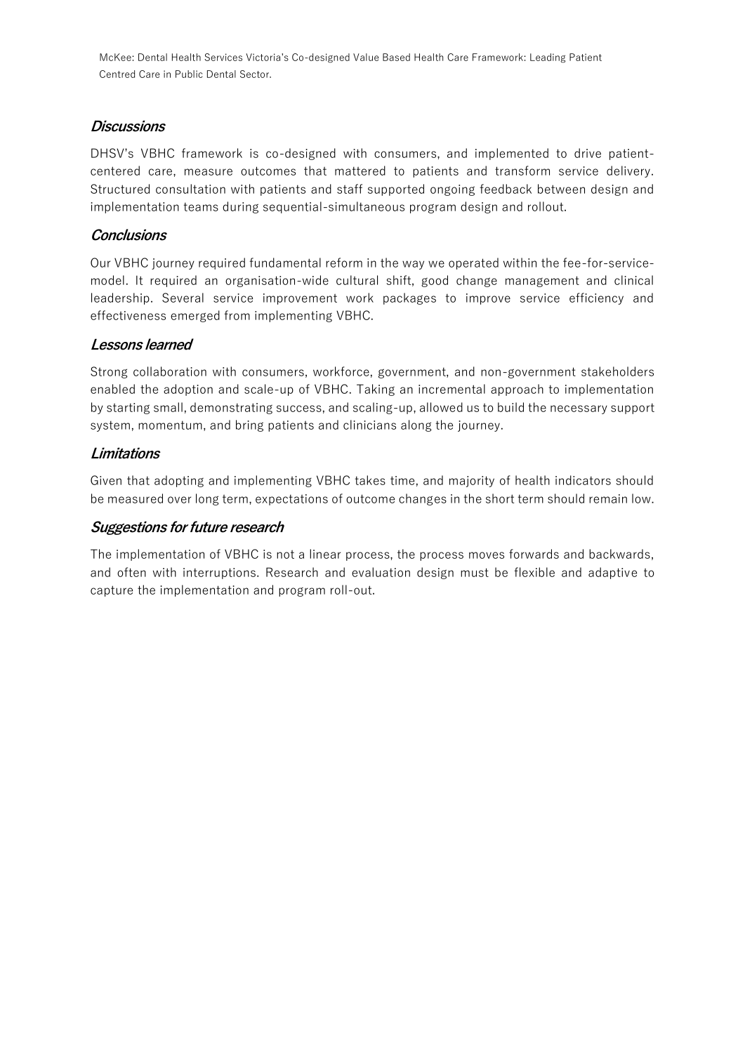### *Discussions*

DHSV's VBHC framework is co-designed with consumers, and implemented to drive patient-centered care, measure outcomes that mattered to patients and transform service delivery. Structured consultation with patients and staff supported ongoing feedback between design and implementation teams during sequential-simultaneous program design and rollout.

### *Conclusions*

Our VBHC journey required fundamental reform in the way we operated within the fee-for-service-model. It required an organisation-wide cultural shift, good change management and clinical leadership. Several service improvement work packages to improve service efficiency and effectiveness emerged from implementing VBHC.

### *Lessons learned*

Strong collaboration with consumers, workforce, government, and non-government stakeholders enabled the adoption and scale-up of VBHC. Taking an incremental approach to implementation by starting small, demonstrating success, and scaling-up, allowed us to build the necessary support system, momentum, and bring patients and clinicians along the journey.

### *Limitations*

Given that adopting and implementing VBHC takes time, and majority of health indicators should be measured over long term, expectations of outcome changes in the short term should remain low.

### *Suggestions for future research*

The implementation of VBHC is not a linear process, the process moves forwards and backwards, and often with interruptions. Research and evaluation design must be flexible and adaptive to capture the implementation and program roll-out.